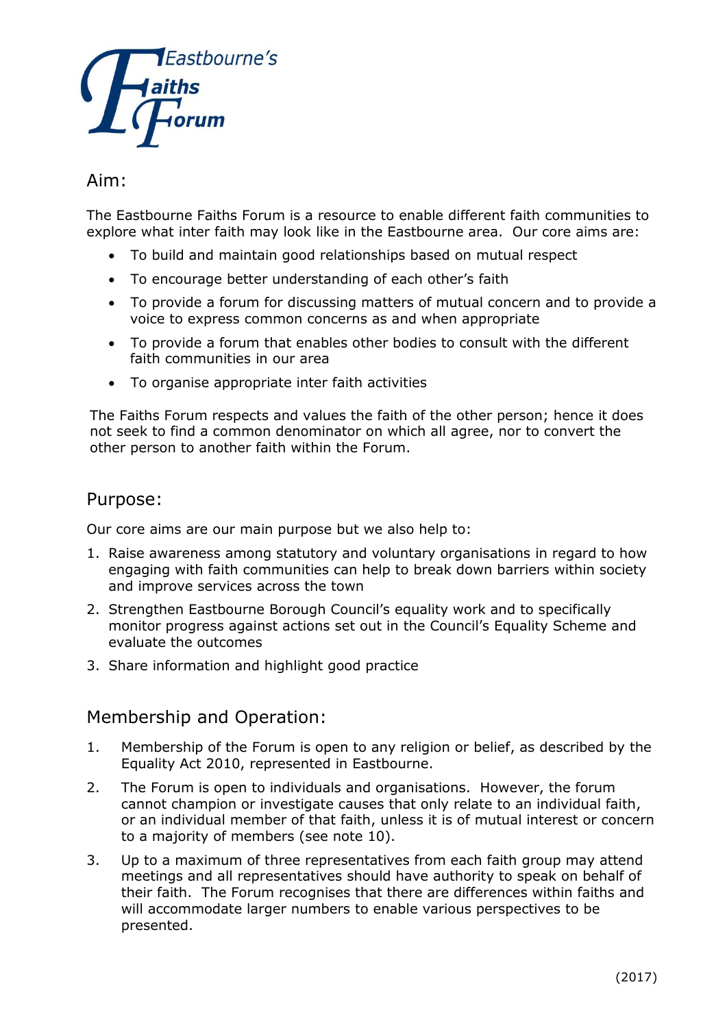Eastbourne's Faiths Forum

## Aim:

The Eastbourne Faiths Forum is a resource to enable different faith communities to explore what inter faith may look like in the Eastbourne area. Our core aims are:

- To build and maintain good relationships based on mutual respect
- To encourage better understanding of each other's faith
- To provide a forum for discussing matters of mutual concern and to provide a voice to express common concerns as and when appropriate
- To provide a forum that enables other bodies to consult with the different faith communities in our area
- To organise appropriate inter faith activities

The Faiths Forum respects and values the faith of the other person; hence it does not seek to find a common denominator on which all agree, nor to convert the other person to another faith within the Forum.

## Purpose:

Our core aims are our main purpose but we also help to:

1. Raise awareness among statutory and voluntary organisations in regard to how engaging with faith communities can help to break down barriers within society and improve services across the town
2. Strengthen Eastbourne Borough Council's equality work and to specifically monitor progress against actions set out in the Council's Equality Scheme and evaluate the outcomes
3. Share information and highlight good practice

## Membership and Operation:

1. Membership of the Forum is open to any religion or belief, as described by the Equality Act 2010, represented in Eastbourne.
2. The Forum is open to individuals and organisations. However, the forum cannot champion or investigate causes that only relate to an individual faith, or an individual member of that faith, unless it is of mutual interest or concern to a majority of members (see note 10).
3. Up to a maximum of three representatives from each faith group may attend meetings and all representatives should have authority to speak on behalf of their faith. The Forum recognises that there are differences within faiths and will accommodate larger numbers to enable various perspectives to be presented.

(2017)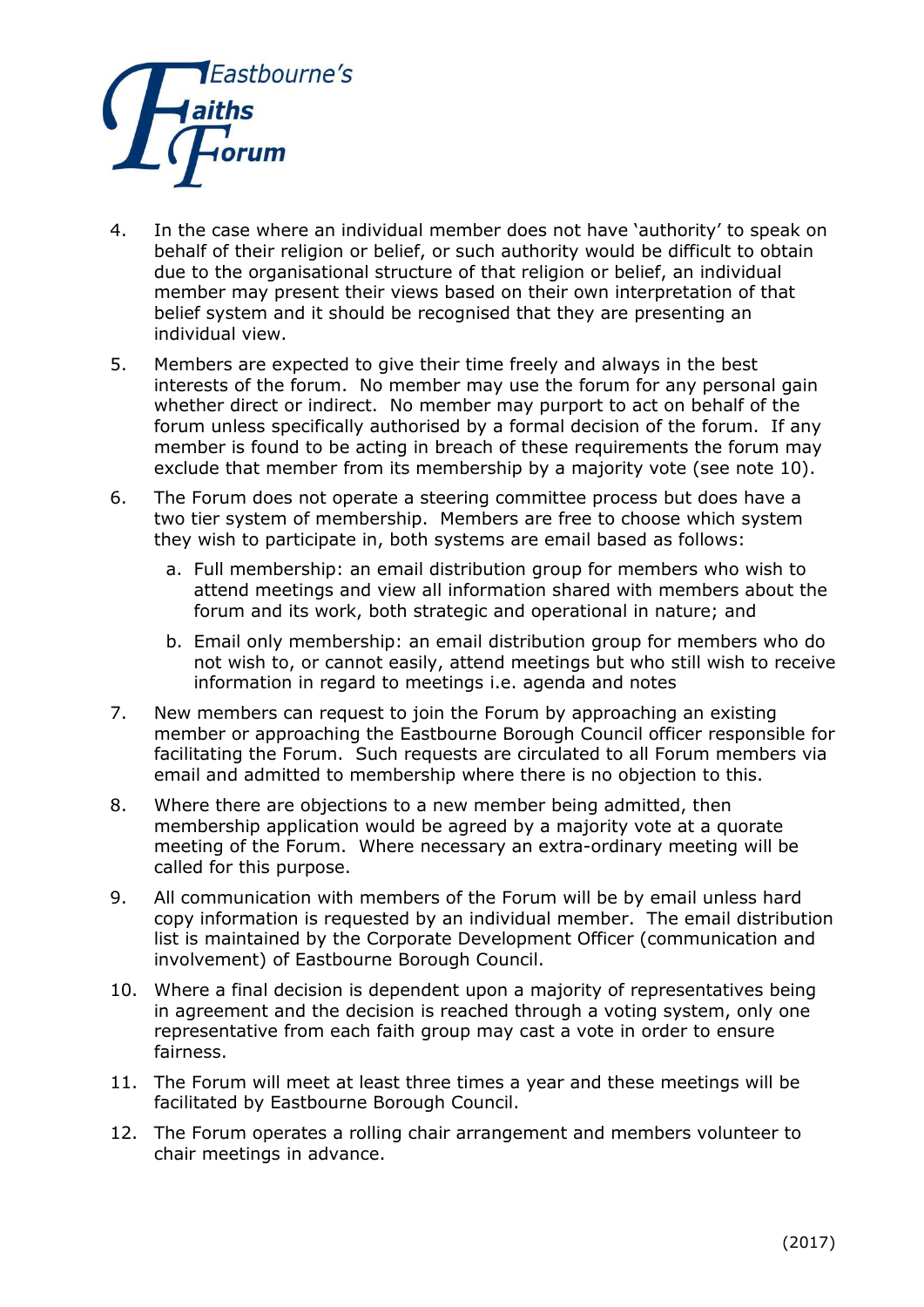4. In the case where an individual member does not have 'authority' to speak on behalf of their religion or belief, or such authority would be difficult to obtain due to the organisational structure of that religion or belief, an individual member may present their views based on their own interpretation of that belief system and it should be recognised that they are presenting an individual view.

5. Members are expected to give their time freely and always in the best interests of the forum. No member may use the forum for any personal gain whether direct or indirect. No member may purport to act on behalf of the forum unless specifically authorised by a formal decision of the forum. If any member is found to be acting in breach of these requirements the forum may exclude that member from its membership by a majority vote (see note 10).

6. The Forum does not operate a steering committee process but does have a two tier system of membership. Members are free to choose which system they wish to participate in, both systems are email based as follows:

   a. Full membership: an email distribution group for members who wish to attend meetings and view all information shared with members about the forum and its work, both strategic and operational in nature; and

   b. Email only membership: an email distribution group for members who do not wish to, or cannot easily, attend meetings but who still wish to receive information in regard to meetings i.e. agenda and notes

7. New members can request to join the Forum by approaching an existing member or approaching the Eastbourne Borough Council officer responsible for facilitating the Forum. Such requests are circulated to all Forum members via email and admitted to membership where there is no objection to this.

8. Where there are objections to a new member being admitted, then membership application would be agreed by a majority vote at a quorate meeting of the Forum. Where necessary an extra-ordinary meeting will be called for this purpose.

9. All communication with members of the Forum will be by email unless hard copy information is requested by an individual member. The email distribution list is maintained by the Corporate Development Officer (communication and involvement) of Eastbourne Borough Council.

10. Where a final decision is dependent upon a majority of representatives being in agreement and the decision is reached through a voting system, only one representative from each faith group may cast a vote in order to ensure fairness.

11. The Forum will meet at least three times a year and these meetings will be facilitated by Eastbourne Borough Council.

12. The Forum operates a rolling chair arrangement and members volunteer to chair meetings in advance.

(2017)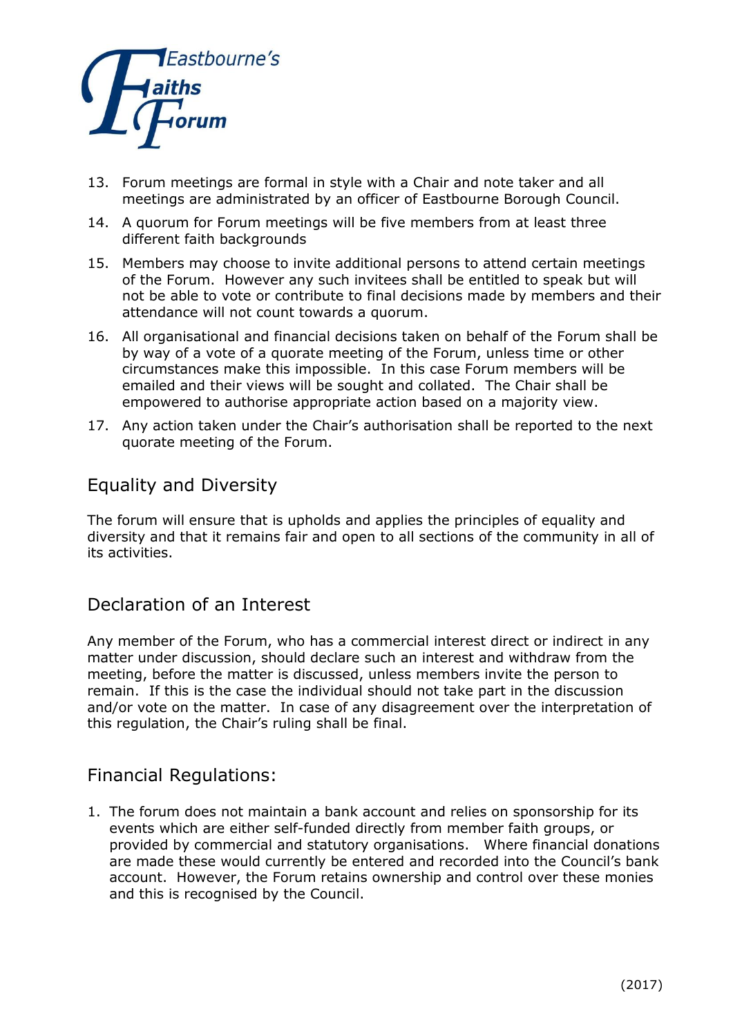13. Forum meetings are formal in style with a Chair and note taker and all meetings are administrated by an officer of Eastbourne Borough Council.
14. A quorum for Forum meetings will be five members from at least three different faith backgrounds
15. Members may choose to invite additional persons to attend certain meetings of the Forum. However any such invitees shall be entitled to speak but will not be able to vote or contribute to final decisions made by members and their attendance will not count towards a quorum.
16. All organisational and financial decisions taken on behalf of the Forum shall be by way of a vote of a quorate meeting of the Forum, unless time or other circumstances make this impossible. In this case Forum members will be emailed and their views will be sought and collated. The Chair shall be empowered to authorise appropriate action based on a majority view.
17. Any action taken under the Chair's authorisation shall be reported to the next quorate meeting of the Forum.

## Equality and Diversity

The forum will ensure that is upholds and applies the principles of equality and diversity and that it remains fair and open to all sections of the community in all of its activities.

## Declaration of an Interest

Any member of the Forum, who has a commercial interest direct or indirect in any matter under discussion, should declare such an interest and withdraw from the meeting, before the matter is discussed, unless members invite the person to remain. If this is the case the individual should not take part in the discussion and/or vote on the matter. In case of any disagreement over the interpretation of this regulation, the Chair's ruling shall be final.

## Financial Regulations:

1. The forum does not maintain a bank account and relies on sponsorship for its events which are either self-funded directly from member faith groups, or provided by commercial and statutory organisations. Where financial donations are made these would currently be entered and recorded into the Council's bank account. However, the Forum retains ownership and control over these monies and this is recognised by the Council.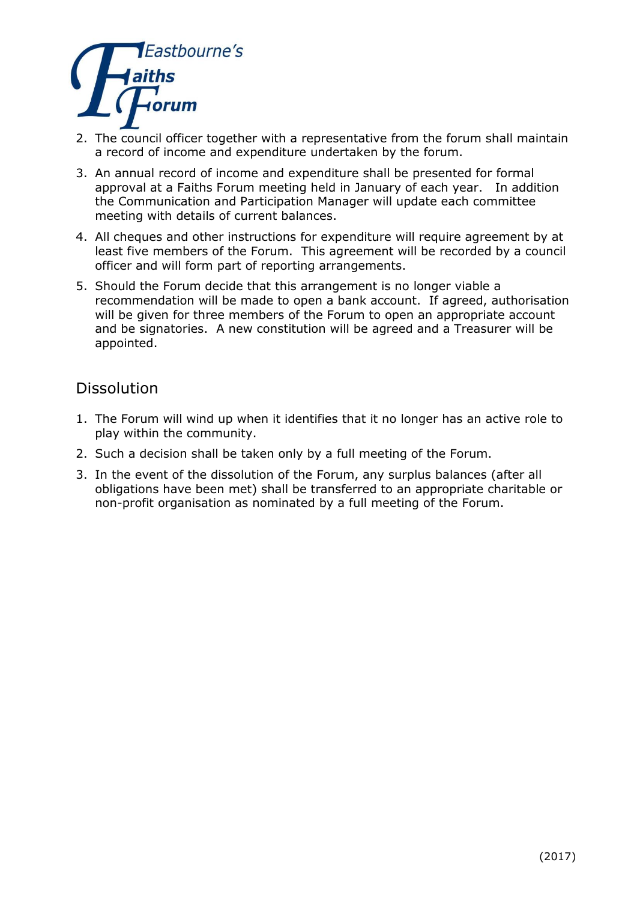2. The council officer together with a representative from the forum shall maintain a record of income and expenditure undertaken by the forum.
3. An annual record of income and expenditure shall be presented for formal approval at a Faiths Forum meeting held in January of each year. In addition the Communication and Participation Manager will update each committee meeting with details of current balances.
4. All cheques and other instructions for expenditure will require agreement by at least five members of the Forum. This agreement will be recorded by a council officer and will form part of reporting arrangements.
5. Should the Forum decide that this arrangement is no longer viable a recommendation will be made to open a bank account. If agreed, authorisation will be given for three members of the Forum to open an appropriate account and be signatories. A new constitution will be agreed and a Treasurer will be appointed.

## Dissolution

1. The Forum will wind up when it identifies that it no longer has an active role to play within the community.
2. Such a decision shall be taken only by a full meeting of the Forum.
3. In the event of the dissolution of the Forum, any surplus balances (after all obligations have been met) shall be transferred to an appropriate charitable or non-profit organisation as nominated by a full meeting of the Forum.

(2017)